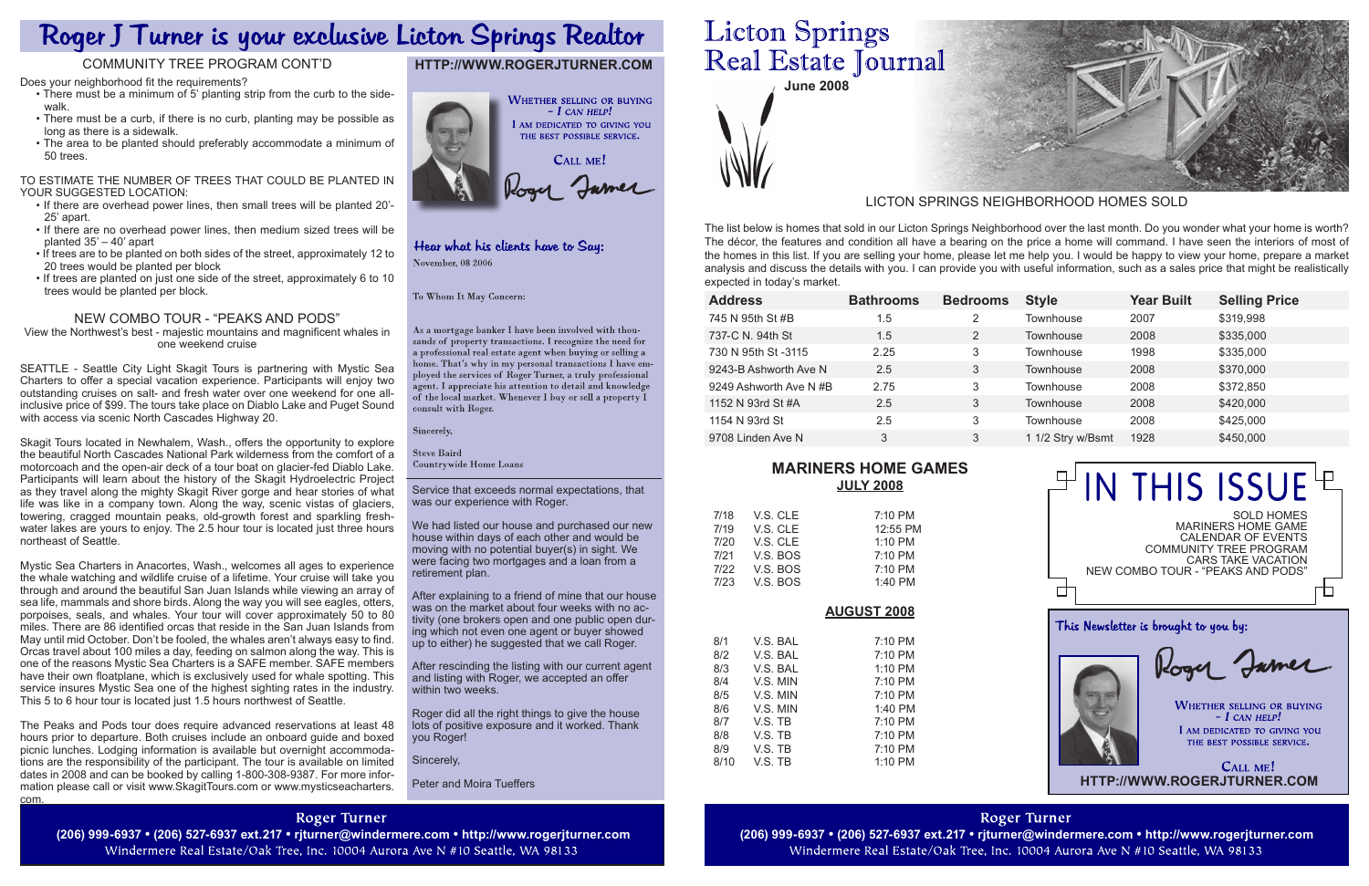# Roger J Turner is your exclusive Licton Springs Realtor

## COMMUNITY TREE PROGRAM CONT'D

Does your neighborhood fit the requirements?

- There must be a minimum of 5' planting strip from the curb to the sidewalk.
- There must be a curb, if there is no curb, planting may be possible as long as there is a sidewalk.
- The area to be planted should preferably accommodate a minimum of 50 trees.

TO ESTIMATE THE NUMBER OF TREES THAT COULD BE PLANTED IN YOUR SUGGESTED LOCATION:

- If there are overhead power lines, then small trees will be planted 20'-25' apart.
- If there are no overhead power lines, then medium sized trees will be planted 35' – 40' apart
- If trees are to be planted on both sides of the street, approximately 12 to 20 trees would be planted per block
- If trees are planted on just one side of the street, approximately 6 to 10 trees would be planted per block.

## NEW COMBO TOUR - "PEAKS AND PODS"

View the Northwest's best - majestic mountains and magnificent whales in one weekend cruise

SEATTLE - Seattle City Light Skagit Tours is partnering with Mystic Sea Charters to offer a special vacation experience. Participants will enjoy two outstanding cruises on salt- and fresh water over one weekend for one all-inclusive price of $99. The tours take place on Diablo Lake and Puget Sound with access via scenic North Cascades Highway 20.

Skagit Tours located in Newhalem, Wash., offers the opportunity to explore the beautiful North Cascades National Park wilderness from the comfort of a motorcoach and the open-air deck of a tour boat on glacier-fed Diablo Lake. Participants will learn about the history of the Skagit Hydroelectric Project as they travel along the mighty Skagit River gorge and hear stories of what life was like in a company town. Along the way, scenic vistas of glaciers, towering, cragged mountain peaks, old-growth forest and sparkling fresh-water lakes are yours to enjoy. The 2.5 hour tour is located just three hours northeast of Seattle.

Mystic Sea Charters in Anacortes, Wash., welcomes all ages to experience the whale watching and wildlife cruise of a lifetime. Your cruise will take you through and around the beautiful San Juan Islands while viewing an array of sea life, mammals and shore birds. Along the way you will see eagles, otters, porpoises, seals, and whales. Your tour will cover approximately 50 to 80 miles. There are 86 identified orcas that reside in the San Juan Islands from May until mid October. Don't be fooled, the whales aren't always easy to find. Orcas travel about 100 miles a day, feeding on salmon along the way. This is one of the reasons Mystic Sea Charters is a SAFE member. SAFE members have their own floatplane, which is exclusively used for whale spotting. This service insures Mystic Sea one of the highest sighting rates in the industry. This 5 to 6 hour tour is located just 1.5 hours northwest of Seattle.

The Peaks and Pods tour does require advanced reservations at least 48 hours prior to departure. Both cruises include an onboard guide and boxed picnic lunches. Lodging information is available but overnight accommodations are the responsibility of the participant. The tour is available on limited dates in 2008 and can be booked by calling 1-800-308-9387. For more information please call or visit www.SkagitTours.com or www.mysticseacharters.com.

**HTTP://WWW.ROGERJTURNER.COM**

WHETHER SELLING OR BUYING – *I CAN HELP!*
I AM DEDICATED TO GIVING YOU THE BEST POSSIBLE SERVICE.

CALL ME!

Roger Turner

### Hear what his clients have to Say:

November, 08 2006

To Whom It May Concern:

As a mortgage banker I have been involved with thousands of property transactions. I recognize the need for a professional real estate agent when buying or selling a home. That's why in my personal transactions I have employed the services of Roger Turner, a truly professional agent. I appreciate his attention to detail and knowledge of the local market. Whenever I buy or sell a property I consult with Roger.

Sincerely,

Steve Baird
Countrywide Home Loans

Service that exceeds normal expectations, that was our experience with Roger.

We had listed our house and purchased our new house within days of each other and would be moving with no potential buyer(s) in sight. We were facing two mortgages and a loan from a retirement plan.

After explaining to a friend of mine that our house was on the market about four weeks with no activity (one brokers open and one public open during which not even one agent or buyer showed up to either) he suggested that we call Roger.

After rescinding the listing with our current agent and listing with Roger, we accepted an offer within two weeks.

Roger did all the right things to give the house lots of positive exposure and it worked. Thank you Roger!

Sincerely,

Peter and Moira Tueffers

**Roger Turner**
**(206) 999-6937 • (206) 527-6937 ext.217 • rjturner@windermere.com • http://www.rogerjturner.com**
Windermere Real Estate/Oak Tree, Inc. 10004 Aurora Ave N #10 Seattle, WA 98133

# Licton Springs Real Estate Journal

**June 2008**

## LICTON SPRINGS NEIGHBORHOOD HOMES SOLD

The list below is homes that sold in our Licton Springs Neighborhood over the last month. Do you wonder what your home is worth? The décor, the features and condition all have a bearing on the price a home will command. I have seen the interiors of most of the homes in this list. If you are selling your home, please let me help you. I would be happy to view your home, prepare a market analysis and discuss the details with you. I can provide you with useful information, such as a sales price that might be realistically expected in today's market.

| Address | Bathrooms | Bedrooms | Style | Year Built | Selling Price |
|---|---|---|---|---|---|
| 745 N 95th St #B | 1.5 | 2 | Townhouse | 2007 | $319,998 |
| 737-C N. 94th St | 1.5 | 2 | Townhouse | 2008 | $335,000 |
| 730 N 95th St -3115 | 2.25 | 3 | Townhouse | 1998 | $335,000 |
| 9243-B Ashworth Ave N | 2.5 | 3 | Townhouse | 2008 | $370,000 |
| 9249 Ashworth Ave N #B | 2.75 | 3 | Townhouse | 2008 | $372,850 |
| 1152 N 93rd St #A | 2.5 | 3 | Townhouse | 2008 | $420,000 |
| 1154 N 93rd St | 2.5 | 3 | Townhouse | 2008 | $425,000 |
| 9708 Linden Ave N | 3 | 3 | 1 1/2 Stry w/Bsmt | 1928 | $450,000 |

## MARINERS HOME GAMES

**JULY 2008**

| Date | Opponent | Time |
|---|---|---|
| 7/18 | V.S. CLE | 7:10 PM |
| 7/19 | V.S. CLE | 12:55 PM |
| 7/20 | V.S. CLE | 1:10 PM |
| 7/21 | V.S. BOS | 7:10 PM |
| 7/22 | V.S. BOS | 7:10 PM |
| 7/23 | V.S. BOS | 1:40 PM |

**AUGUST 2008**

| Date | Opponent | Time |
|---|---|---|
| 8/1 | V.S. BAL | 7:10 PM |
| 8/2 | V.S. BAL | 7:10 PM |
| 8/3 | V.S. BAL | 1:10 PM |
| 8/4 | V.S. MIN | 7:10 PM |
| 8/5 | V.S. MIN | 7:10 PM |
| 8/6 | V.S. MIN | 1:40 PM |
| 8/7 | V.S. TB | 7:10 PM |
| 8/8 | V.S. TB | 7:10 PM |
| 8/9 | V.S. TB | 7:10 PM |
| 8/10 | V.S. TB | 1:10 PM |

## IN THIS ISSUE

SOLD HOMES
MARINERS HOME GAME
CALENDAR OF EVENTS
COMMUNITY TREE PROGRAM
CARS TAKE VACATION
NEW COMBO TOUR - "PEAKS AND PODS"

### This Newsletter is brought to you by:

Roger Turner

WHETHER SELLING OR BUYING – *I CAN HELP!*
I AM DEDICATED TO GIVING YOU THE BEST POSSIBLE SERVICE.

CALL ME!

**HTTP://WWW.ROGERJTURNER.COM**

**Roger Turner**
**(206) 999-6937 • (206) 527-6937 ext.217 • rjturner@windermere.com • http://www.rogerjturner.com**
Windermere Real Estate/Oak Tree, Inc. 10004 Aurora Ave N #10 Seattle, WA 98133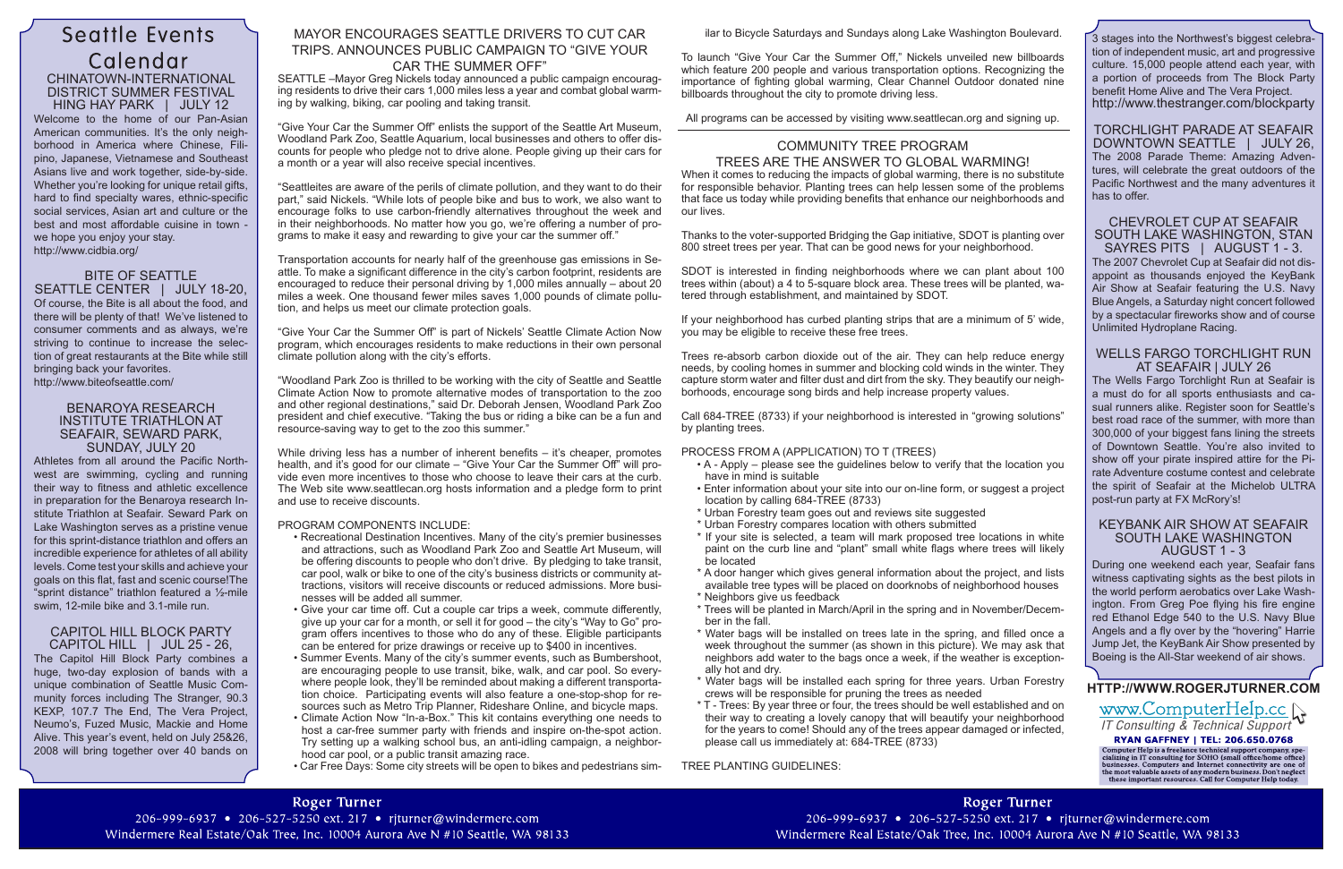# Seattle Events Calendar

### CHINATOWN-INTERNATIONAL DISTRICT SUMMER FESTIVAL HING HAY PARK | JULY 12

Welcome to the home of our Pan-Asian American communities. It's the only neighborhood in America where Chinese, Filipino, Japanese, Vietnamese and Southeast Asians live and work together, side-by-side. Whether you're looking for unique retail gifts, hard to find specialty wares, ethnic-specific social services, Asian art and culture or the best and most affordable cuisine in town - we hope you enjoy your stay.
http://www.cidbia.org/

### BITE OF SEATTLE SEATTLE CENTER | JULY 18-20,

Of course, the Bite is all about the food, and there will be plenty of that! We've listened to consumer comments and as always, we're striving to continue to increase the selection of great restaurants at the Bite while still bringing back your favorites.
http://www.biteofseattle.com/

### BENAROYA RESEARCH INSTITUTE TRIATHLON AT SEAFAIR, SEWARD PARK, SUNDAY, JULY 20

Athletes from all around the Pacific Northwest are swimming, cycling and running their way to fitness and athletic excellence in preparation for the Benaroya research Institute Triathlon at Seafair. Seward Park on Lake Washington serves as a pristine venue for this sprint-distance triathlon and offers an incredible experience for athletes of all ability levels. Come test your skills and achieve your goals on this flat, fast and scenic course!The "sprint distance" triathlon featured a ½-mile swim, 12-mile bike and 3.1-mile run.

### CAPITOL HILL BLOCK PARTY CAPITOL HILL | JUL 25 - 26,

The Capitol Hill Block Party combines a huge, two-day explosion of bands with a unique combination of Seattle Music Community forces including The Stranger, 90.3 KEXP, 107.7 The End, The Vera Project, Neumo's, Fuzed Music, Mackie and Home Alive. This year's event, held on July 25&26, 2008 will bring together over 40 bands on 3 stages into the Northwest's biggest celebration of independent music, art and progressive culture. 15,000 people attend each year, with a portion of proceeds from The Block Party benefit Home Alive and The Vera Project.
http://www.thestranger.com/blockparty

### TORCHLIGHT PARADE AT SEAFAIR DOWNTOWN SEATTLE | JULY 26,

The 2008 Parade Theme: Amazing Adventures, will celebrate the great outdoors of the Pacific Northwest and the many adventures it has to offer.

### CHEVROLET CUP AT SEAFAIR SOUTH LAKE WASHINGTON, STAN SAYRES PITS | AUGUST 1 - 3.

The 2007 Chevrolet Cup at Seafair did not disappoint as thousands enjoyed the KeyBank Air Show at Seafair featuring the U.S. Navy Blue Angels, a Saturday night concert followed by a spectacular fireworks show and of course Unlimited Hydroplane Racing.

### WELLS FARGO TORCHLIGHT RUN AT SEAFAIR | JULY 26

The Wells Fargo Torchlight Run at Seafair is a must do for all sports enthusiasts and casual runners alike. Register soon for Seattle's best road race of the summer, with more than 300,000 of your biggest fans lining the streets of Downtown Seattle. You're also invited to show off your pirate inspired attire for the Pirate Adventure costume contest and celebrate the spirit of Seafair at the Michelob ULTRA post-run party at FX McRory's!

### KEYBANK AIR SHOW AT SEAFAIR SOUTH LAKE WASHINGTON AUGUST 1 - 3

During one weekend each year, Seafair fans witness captivating sights as the best pilots in the world perform aerobatics over Lake Washington. From Greg Poe flying his fire engine red Ethanol Edge 540 to the U.S. Navy Blue Angels and a fly over by the "hovering" Harrie Jump Jet, the KeyBank Air Show presented by Boeing is the All-Star weekend of air shows.

## MAYOR ENCOURAGES SEATTLE DRIVERS TO CUT CAR TRIPS. ANNOUNCES PUBLIC CAMPAIGN TO "GIVE YOUR CAR THE SUMMER OFF"

SEATTLE –Mayor Greg Nickels today announced a public campaign encouraging residents to drive their cars 1,000 miles less a year and combat global warming by walking, biking, car pooling and taking transit.

"Give Your Car the Summer Off" enlists the support of the Seattle Art Museum, Woodland Park Zoo, Seattle Aquarium, local businesses and others to offer discounts for people who pledge not to drive alone. People giving up their cars for a month or a year will also receive special incentives.

"Seattleites are aware of the perils of climate pollution, and they want to do their part," said Nickels. "While lots of people bike and bus to work, we also want to encourage folks to use carbon-friendly alternatives throughout the week and in their neighborhoods. No matter how you go, we're offering a number of programs to make it easy and rewarding to give your car the summer off."

Transportation accounts for nearly half of the greenhouse gas emissions in Seattle. To make a significant difference in the city's carbon footprint, residents are encouraged to reduce their personal driving by 1,000 miles annually – about 20 miles a week. One thousand fewer miles saves 1,000 pounds of climate pollution, and helps us meet our climate protection goals.

"Give Your Car the Summer Off" is part of Nickels' Seattle Climate Action Now program, which encourages residents to make reductions in their own personal climate pollution along with the city's efforts.

"Woodland Park Zoo is thrilled to be working with the city of Seattle and Seattle Climate Action Now to promote alternative modes of transportation to the zoo and other regional destinations," said Dr. Deborah Jensen, Woodland Park Zoo president and chief executive. "Taking the bus or riding a bike can be a fun and resource-saving way to get to the zoo this summer."

While driving less has a number of inherent benefits – it's cheaper, promotes health, and it's good for our climate – "Give Your Car the Summer Off" will provide even more incentives to those who choose to leave their cars at the curb. The Web site www.seattlecan.org hosts information and a pledge form to print and use to receive discounts.

PROGRAM COMPONENTS INCLUDE:

- Recreational Destination Incentives. Many of the city's premier businesses and attractions, such as Woodland Park Zoo and Seattle Art Museum, will be offering discounts to people who don't drive. By pledging to take transit, car pool, walk or bike to one of the city's business districts or community attractions, visitors will receive discounts or reduced admissions. More businesses will be added all summer.
- Give your car time off. Cut a couple car trips a week, commute differently, give up your car for a month, or sell it for good – the city's "Way to Go" program offers incentives to those who do any of these. Eligible participants can be entered for prize drawings or receive up to $400 in incentives.
- Summer Events. Many of the city's summer events, such as Bumbershoot, are encouraging people to use transit, bike, walk, and car pool. So everywhere people look, they'll be reminded about making a different transportation choice. Participating events will also feature a one-stop-shop for resources such as Metro Trip Planner, Rideshare Online, and bicycle maps.
- Climate Action Now "In-a-Box." This kit contains everything one needs to host a car-free summer party with friends and inspire on-the-spot action. Try setting up a walking school bus, an anti-idling campaign, a neighborhood car pool, or a public transit amazing race.
- Car Free Days: Some city streets will be open to bikes and pedestrians similar to Bicycle Saturdays and Sundays along Lake Washington Boulevard.

To launch "Give Your Car the Summer Off," Nickels unveiled new billboards which feature 200 people and various transportation options. Recognizing the importance of fighting global warming, Clear Channel Outdoor donated nine billboards throughout the city to promote driving less.

All programs can be accessed by visiting www.seattlecan.org and signing up.

## COMMUNITY TREE PROGRAM TREES ARE THE ANSWER TO GLOBAL WARMING!

When it comes to reducing the impacts of global warming, there is no substitute for responsible behavior. Planting trees can help lessen some of the problems that face us today while providing benefits that enhance our neighborhoods and our lives.

Thanks to the voter-supported Bridging the Gap initiative, SDOT is planting over 800 street trees per year. That can be good news for your neighborhood.

SDOT is interested in finding neighborhoods where we can plant about 100 trees within (about) a 4 to 5-square block area. These trees will be planted, watered through establishment, and maintained by SDOT.

If your neighborhood has curbed planting strips that are a minimum of 5' wide, you may be eligible to receive these free trees.

Trees re-absorb carbon dioxide out of the air. They can help reduce energy needs, by cooling homes in summer and blocking cold winds in the winter. They capture storm water and filter dust and dirt from the sky. They beautify our neighborhoods, encourage song birds and help increase property values.

Call 684-TREE (8733) if your neighborhood is interested in "growing solutions" by planting trees.

PROCESS FROM A (APPLICATION) TO T (TREES)

- A - Apply – please see the guidelines below to verify that the location you have in mind is suitable
- Enter information about your site into our on-line form, or suggest a project location by calling 684-TREE (8733)

* Urban Forestry team goes out and reviews site suggested
* Urban Forestry compares location with others submitted
* If your site is selected, a team will mark proposed tree locations in white paint on the curb line and "plant" small white flags where trees will likely be located
* A door hanger which gives general information about the project, and lists available tree types will be placed on doorknobs of neighborhood houses
* Neighbors give us feedback
* Trees will be planted in March/April in the spring and in November/December in the fall.
* Water bags will be installed on trees late in the spring, and filled once a week throughout the summer (as shown in this picture). We may ask that neighbors add water to the bags once a week, if the weather is exceptionally hot and dry.
* Water bags will be installed each spring for three years. Urban Forestry crews will be responsible for pruning the trees as needed
* T - Trees: By year three or four, the trees should be well established and on their way to creating a lovely canopy that will beautify your neighborhood for the years to come! Should any of the trees appear damaged or infected, please call us immediately at: 684-TREE (8733)

TREE PLANTING GUIDELINES:

**HTTP://WWW.ROGERJTURNER.COM**

www.ComputerHelp.cc
*IT Consulting & Technical Support*
**RYAN GAFFNEY | TEL: 206.650.0768**
Computer Help is a freelance technical support company, specializing in IT consulting for SOHO (small office/home office) businesses. Computers and Internet connectivity are one of the most valuable assets of any modern business. Don't neglect these important resources. Call for Computer Help today.

**Roger Turner**
206-999-6937 • 206-527-5250 ext. 217 • rjturner@windermere.com
Windermere Real Estate/Oak Tree, Inc. 10004 Aurora Ave N #10 Seattle, WA 98133